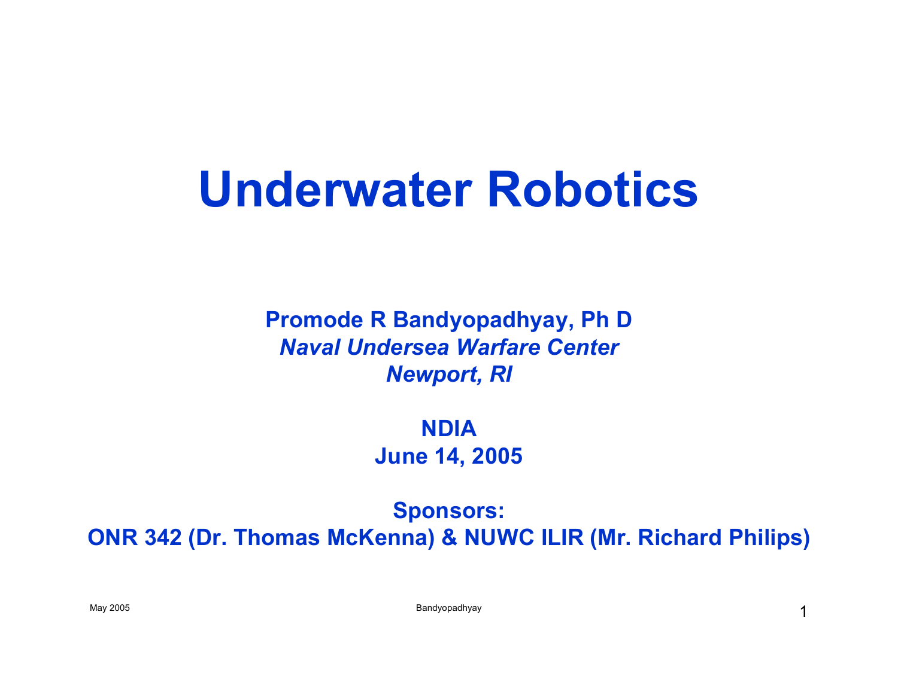# Underwater Robotics

**Promode R Bandyopadhyay, Ph D**
***Naval Undersea Warfare Center***
***Newport, RI***

**NDIA**
**June 14, 2005**

**Sponsors:**
**ONR 342 (Dr. Thomas McKenna) & NUWC ILIR (Mr. Richard Philips)**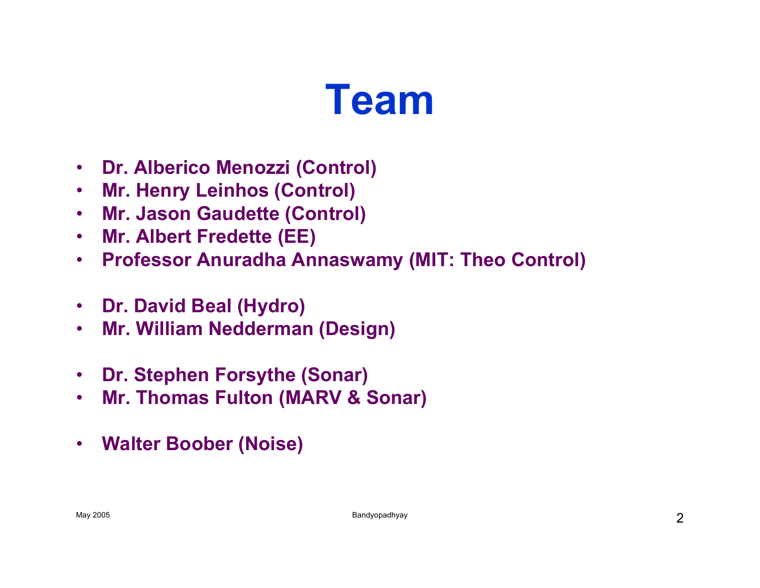# Team

- **Dr. Alberico Menozzi (Control)**
- **Mr. Henry Leinhos (Control)**
- **Mr. Jason Gaudette (Control)**
- **Mr. Albert Fredette (EE)**
- **Professor Anuradha Annaswamy (MIT: Theo Control)**

- **Dr. David Beal (Hydro)**
- **Mr. William Nedderman (Design)**

- **Dr. Stephen Forsythe (Sonar)**
- **Mr. Thomas Fulton (MARV & Sonar)**

- **Walter Boober (Noise)**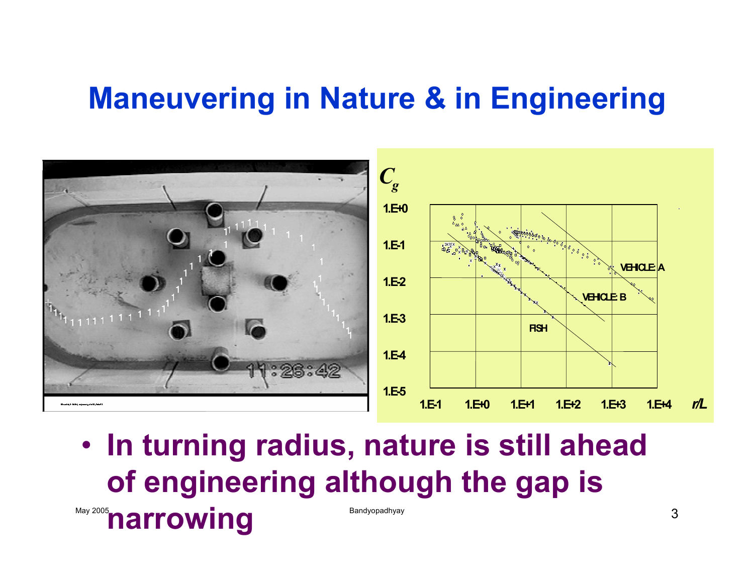# Maneuvering in Nature & in Engineering

- **In turning radius, nature is still ahead of engineering although the gap is narrowing**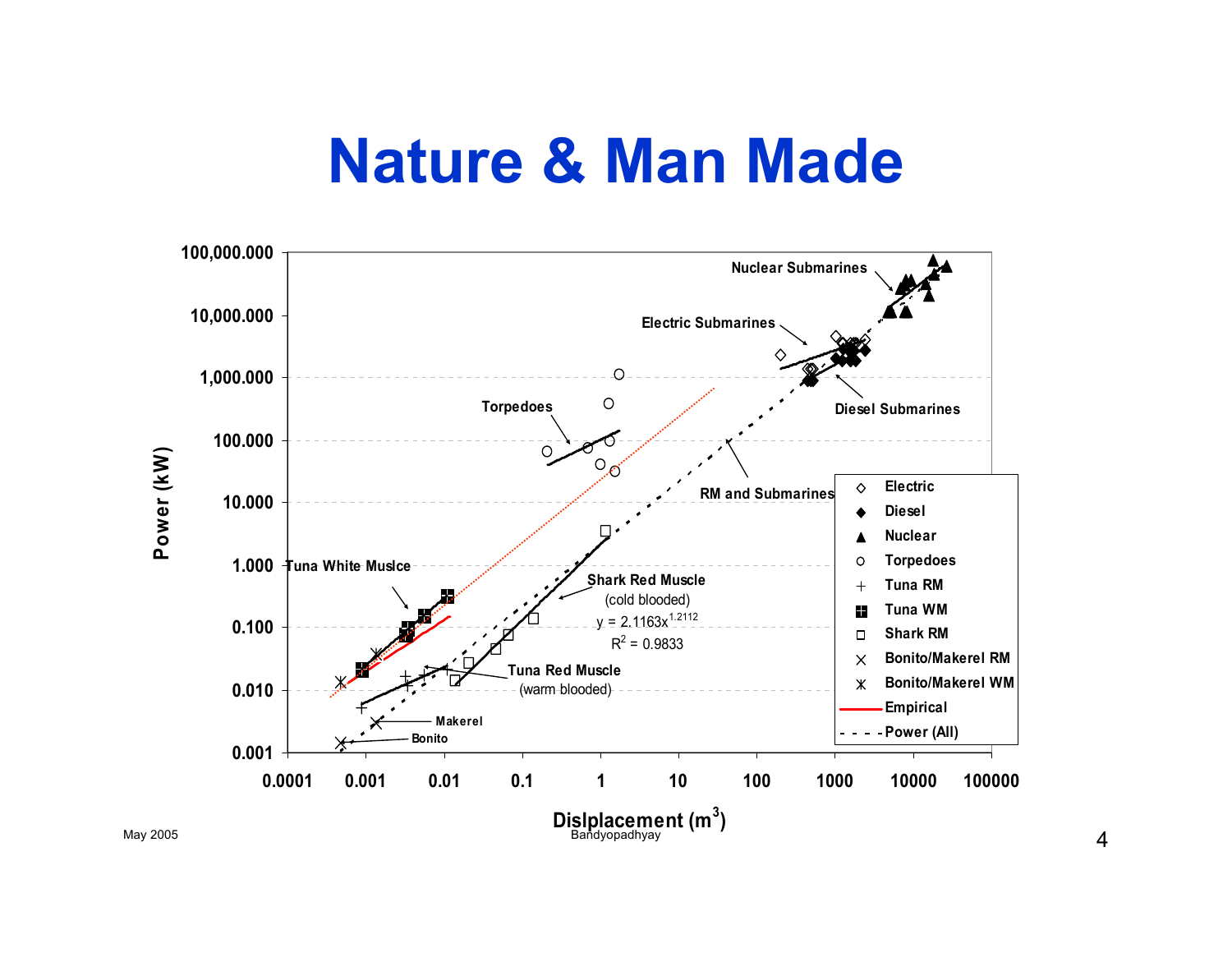# Nature & Man Made

Power (kW) vs. Dislplacement ($m^3$)

Nuclear Submarines, Electric Submarines, Diesel Submarines, Torpedoes, RM and Submarines, Tuna White Muslce, Shark Red Muscle (cold blooded), Tuna Red Muscle (warm blooded), Makerel, Bonito

$y = 2.1163x^{1.2112}$

$R^2 = 0.9833$

Legend: Electric, Diesel, Nuclear, Torpedoes, Tuna RM, Tuna WM, Shark RM, Bonito/Makerel RM, Bonito/Makerel WM, Empirical, Power (All)

May 2005

Bandyopadhyay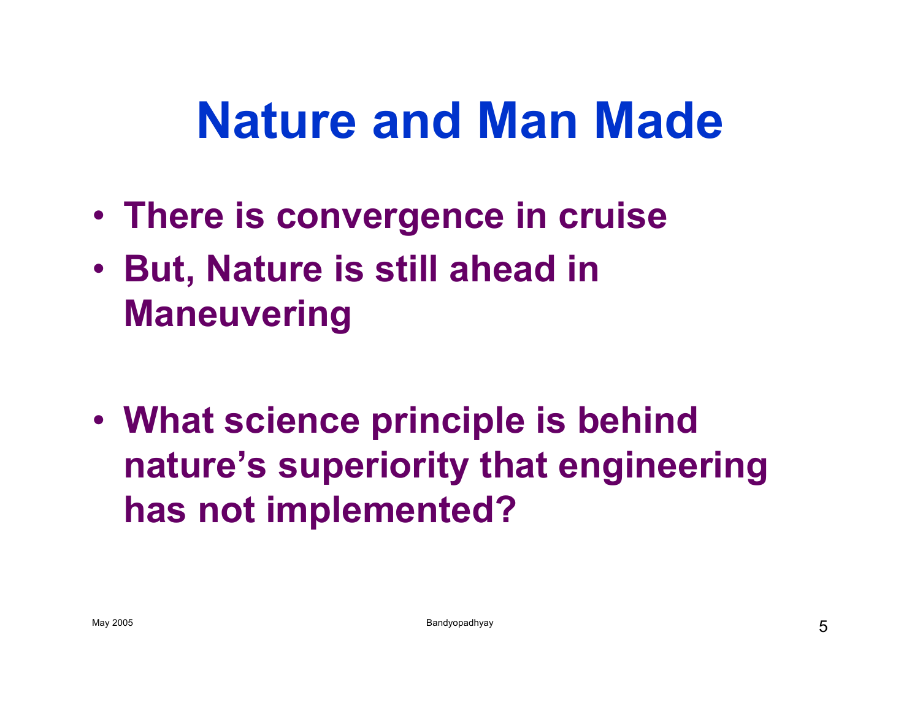# Nature and Man Made

- **There is convergence in cruise**
- **But, Nature is still ahead in Maneuvering**

- **What science principle is behind nature's superiority that engineering has not implemented?**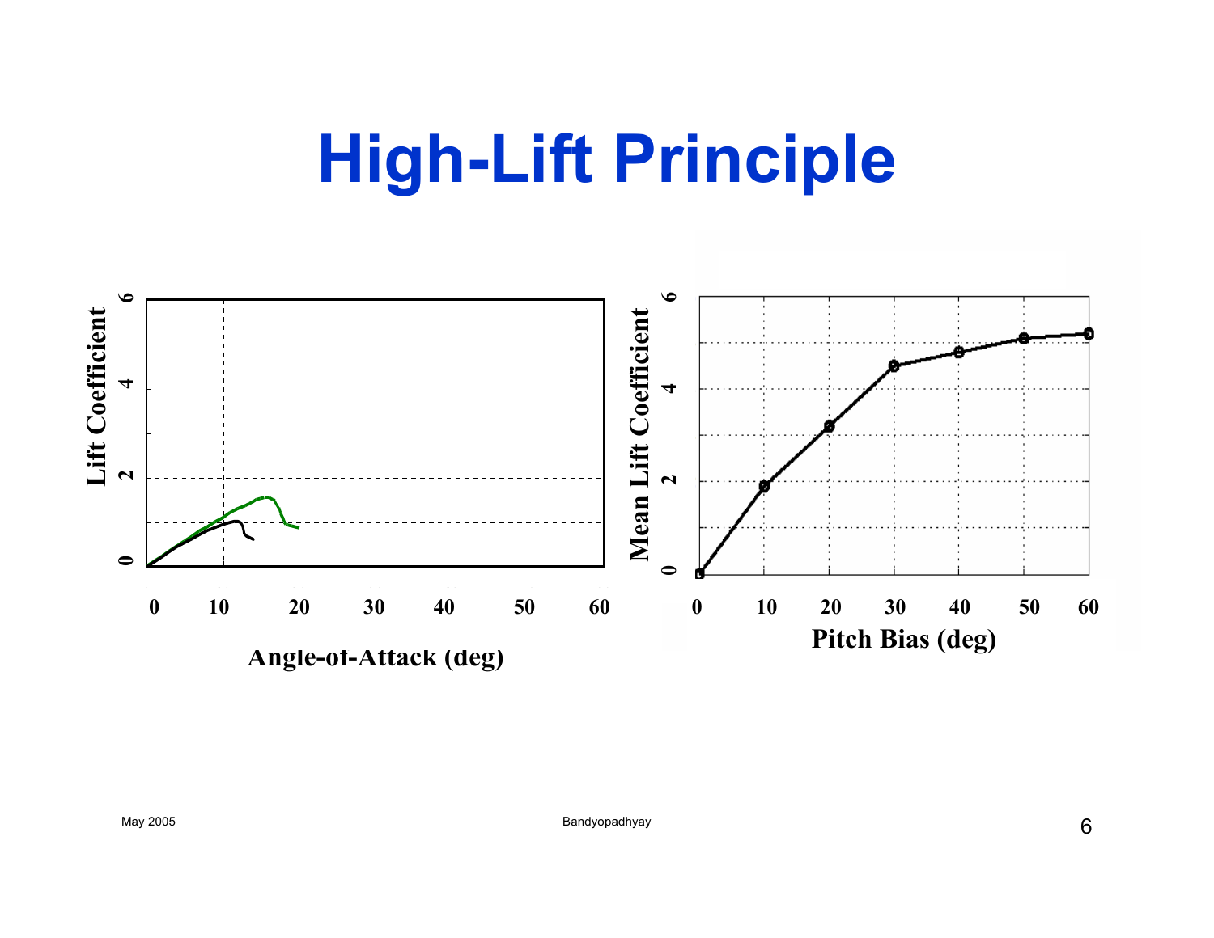# High-Lift Principle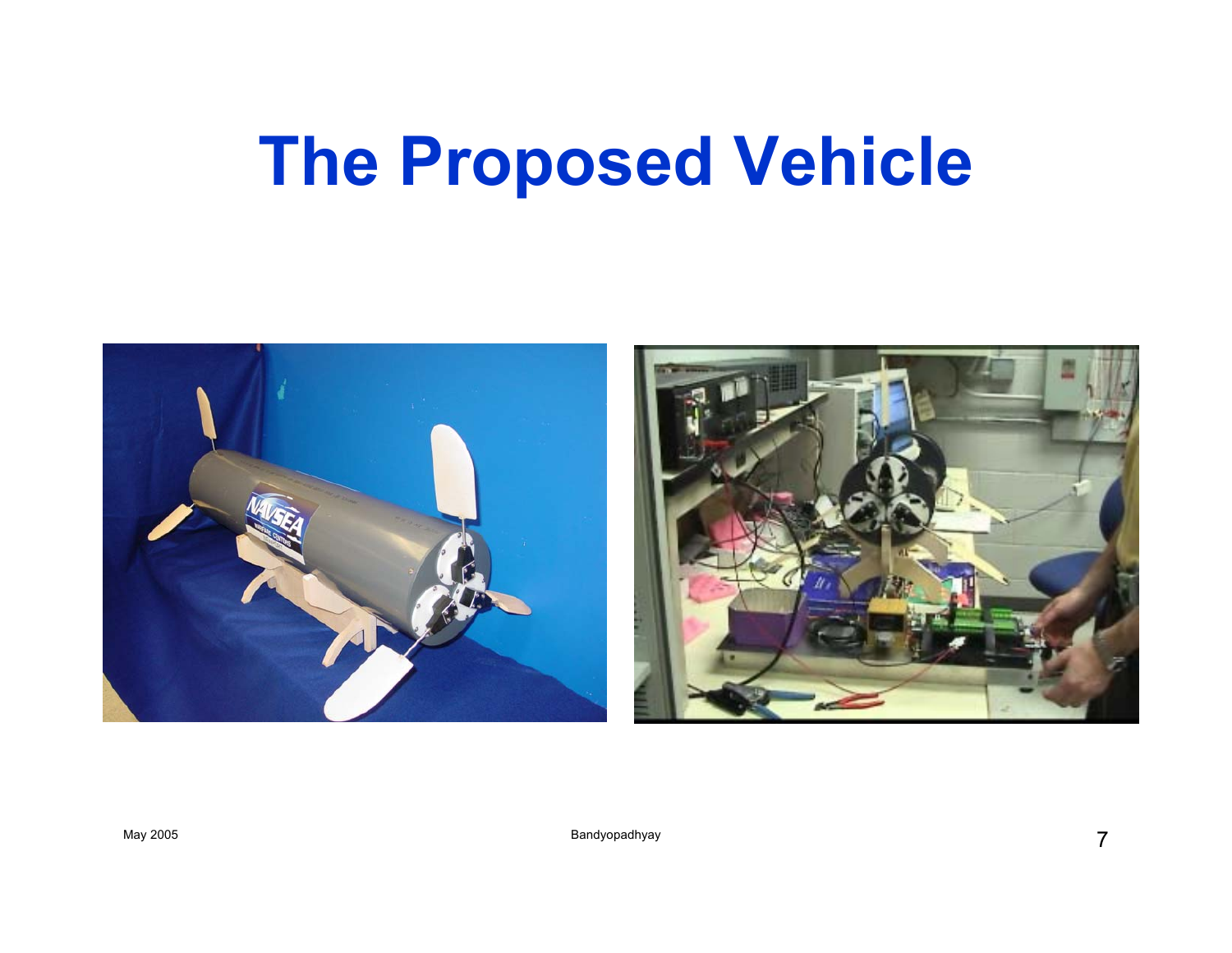# The Proposed Vehicle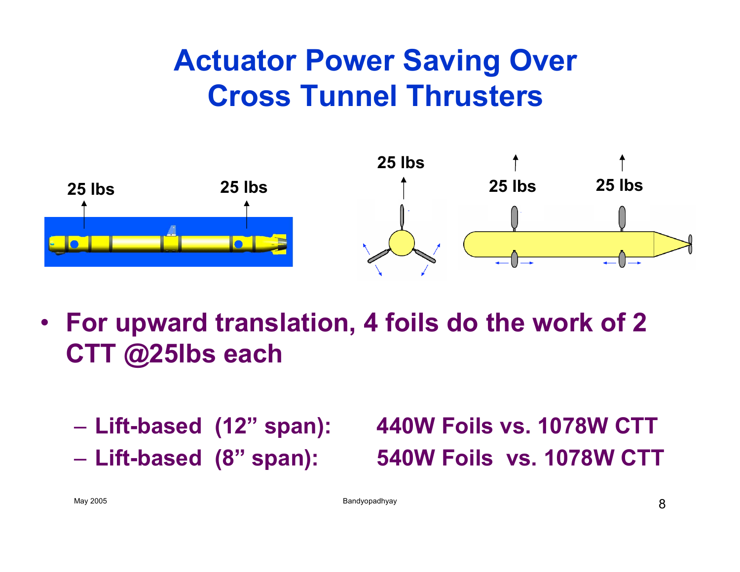# Actuator Power Saving Over Cross Tunnel Thrusters

25 lbs 25 lbs

25 lbs

25 lbs 25 lbs

- **For upward translation, 4 foils do the work of 2 CTT @25lbs each**
  - **Lift-based (12” span): 440W Foils vs. 1078W CTT**
  - **Lift-based (8” span): 540W Foils vs. 1078W CTT**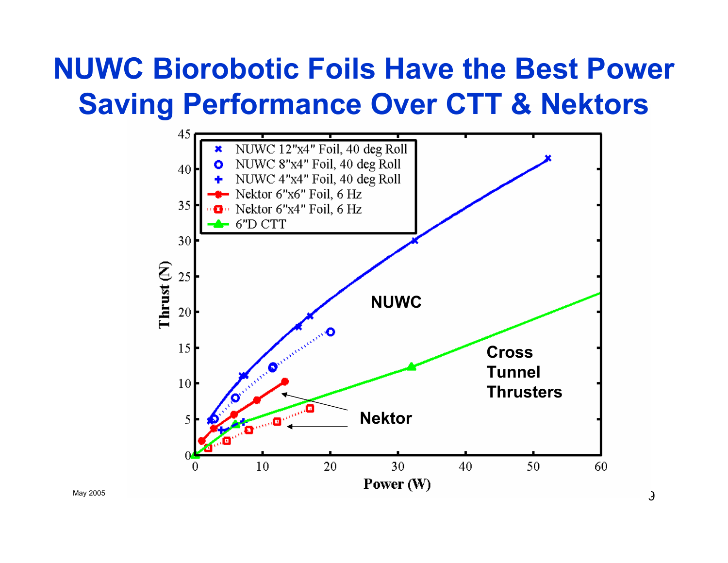# NUWC Biorobotic Foils Have the Best Power Saving Performance Over CTT & Nektors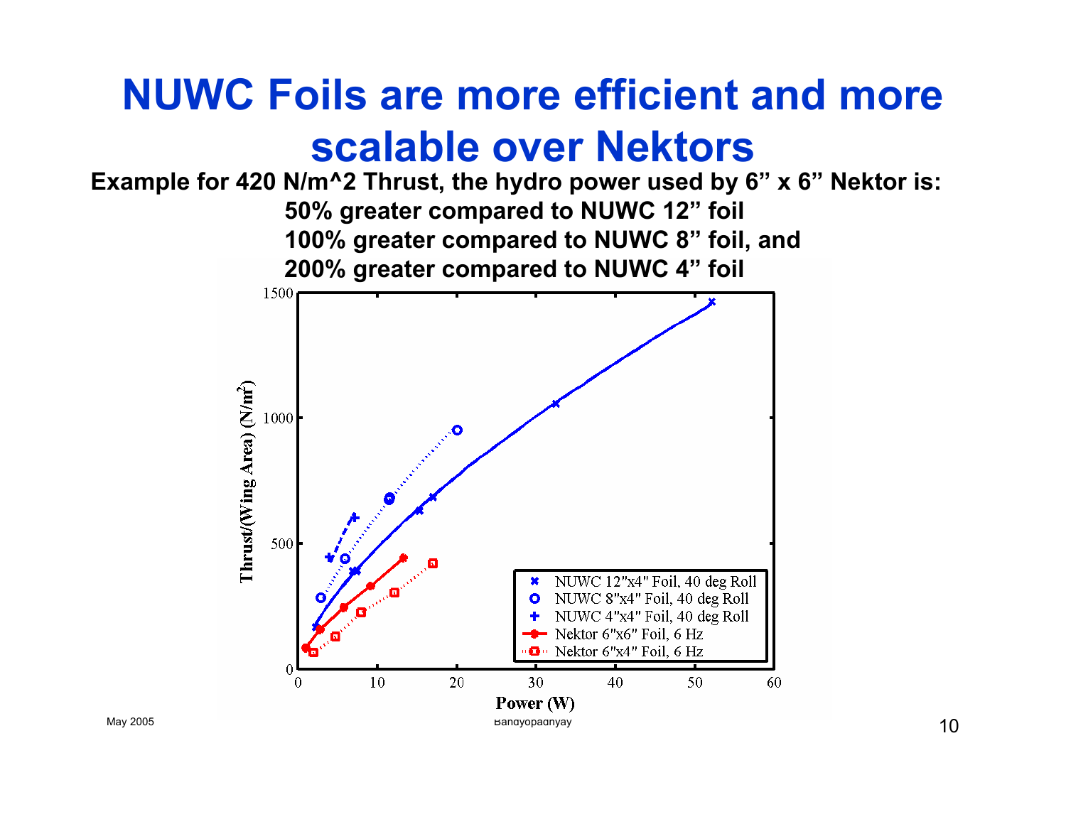# NUWC Foils are more efficient and more scalable over Nektors

**Example for 420 N/m^2 Thrust, the hydro power used by 6" x 6" Nektor is:**

**50% greater compared to NUWC 12" foil**

**100% greater compared to NUWC 8" foil, and**

**200% greater compared to NUWC 4" foil**

Thrust/(Wing Area) ($N/m^2$)

Power (W)

- NUWC 12"x4" Foil, 40 deg Roll
- NUWC 8"x4" Foil, 40 deg Roll
- NUWC 4"x4" Foil, 40 deg Roll
- Nektor 6"x6" Foil, 6 Hz
- Nektor 6"x4" Foil, 6 Hz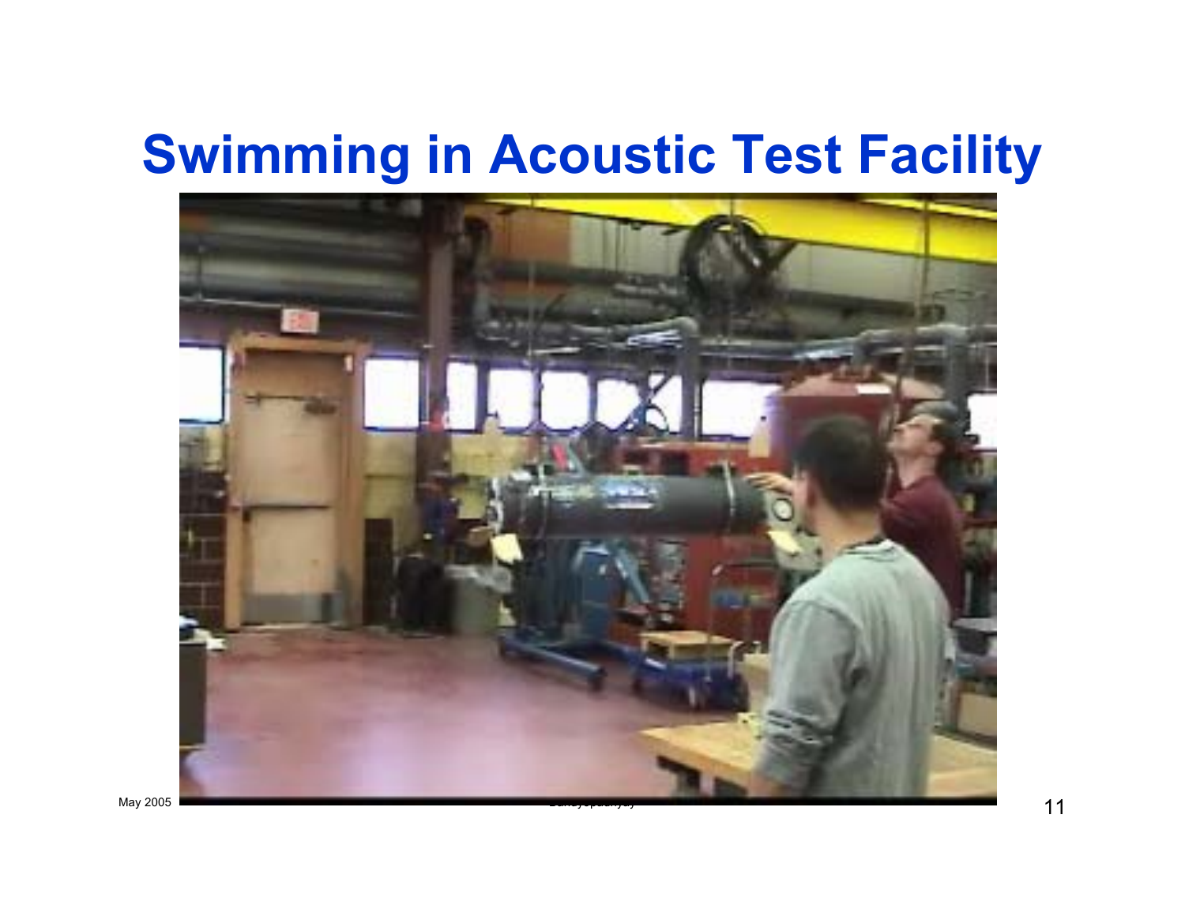# Swimming in Acoustic Test Facility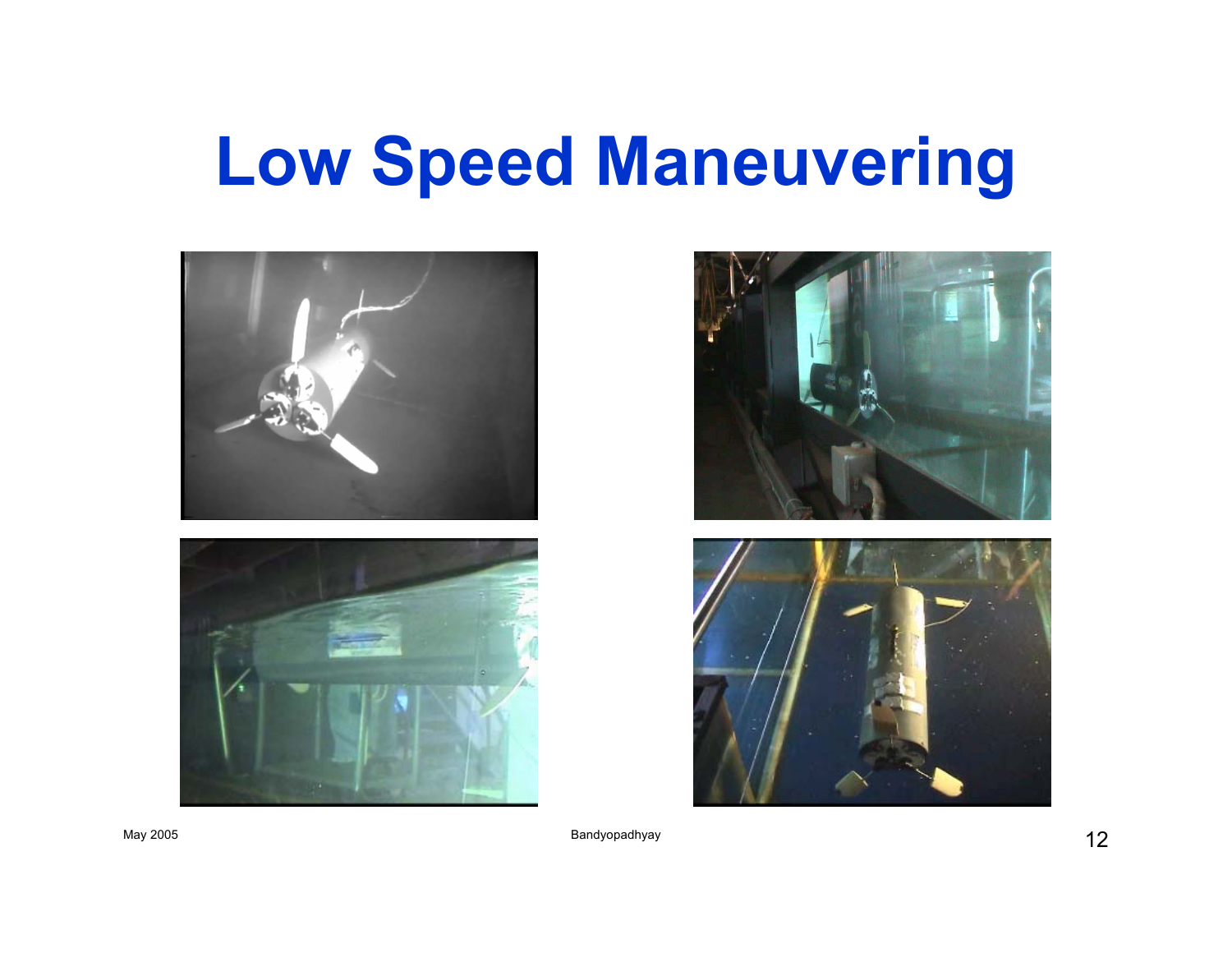# Low Speed Maneuvering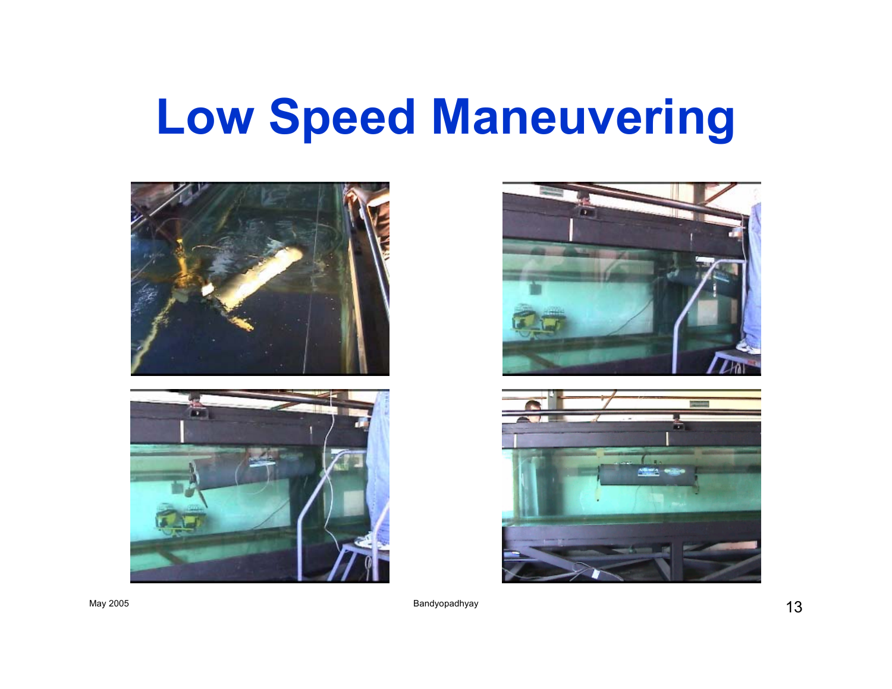# Low Speed Maneuvering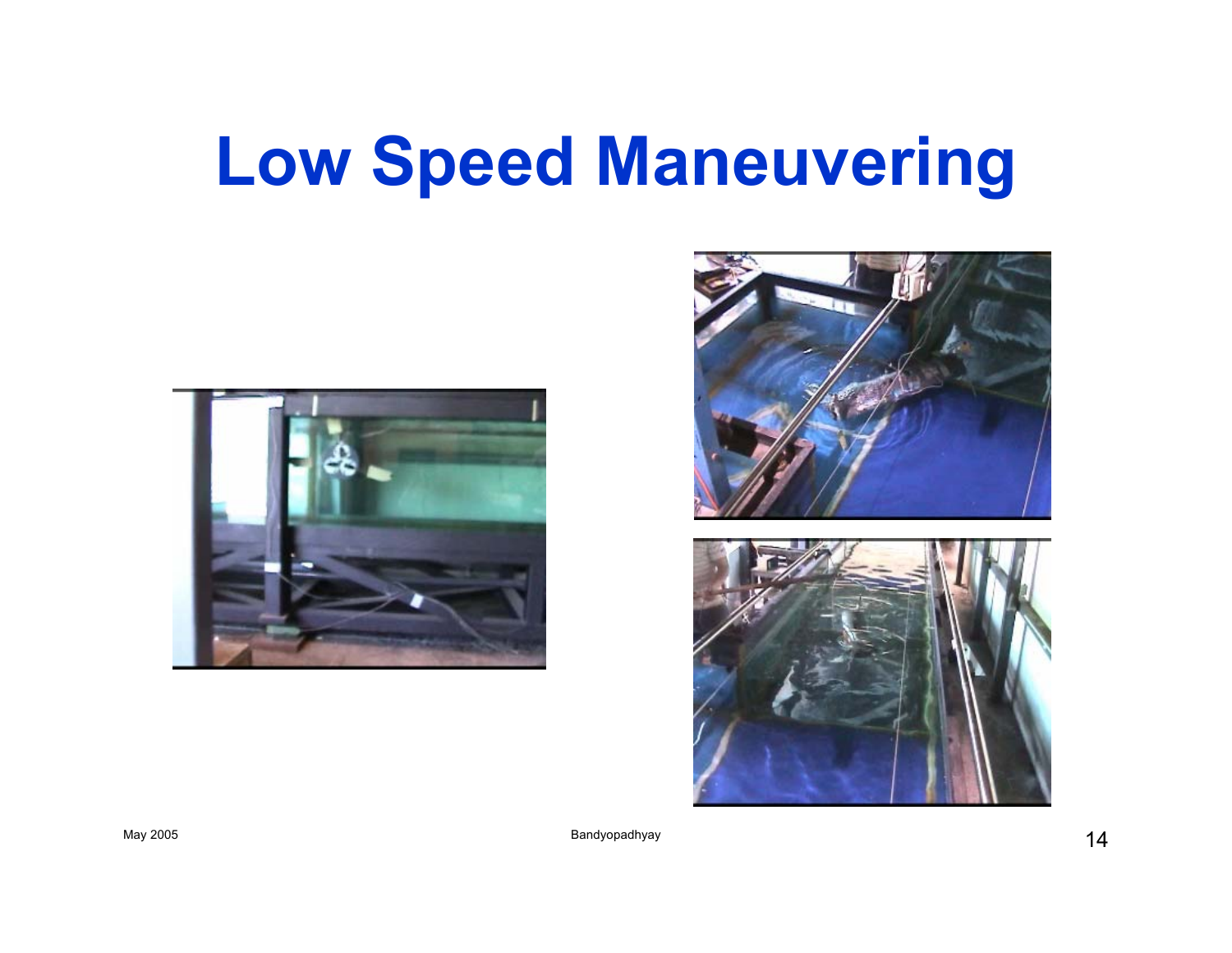# Low Speed Maneuvering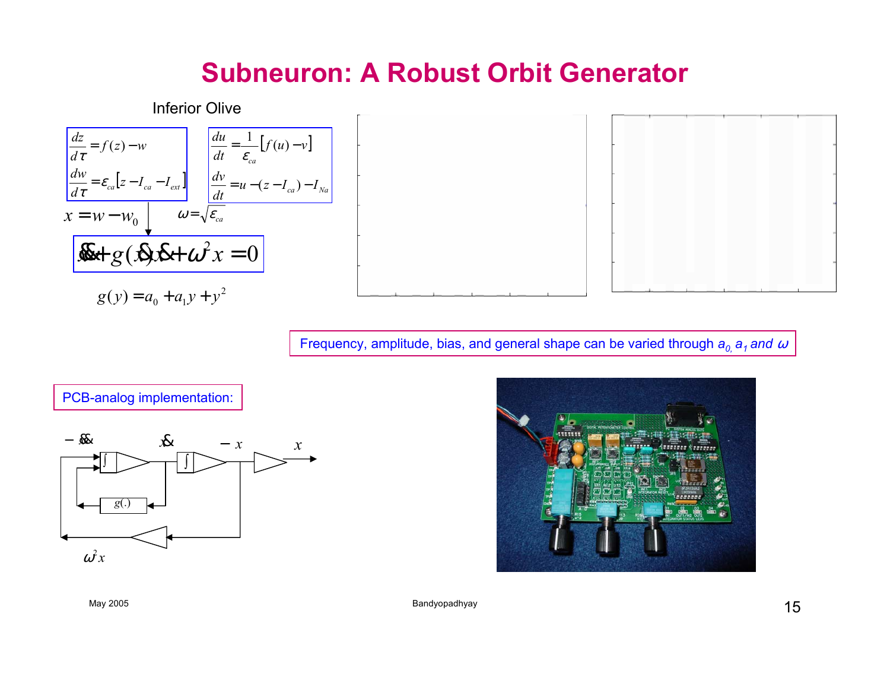# Subneuron: A Robust Orbit Generator

Inferior Olive

$$\frac{dz}{d\tau} = f(z) - w$$
$$\frac{dw}{d\tau} = \varepsilon_{ca}\left[z - I_{ca} - I_{ext}\right]$$

$$\frac{du}{dt} = \frac{1}{\varepsilon_{ca}}\left[f(u) - v\right]$$
$$\frac{dv}{dt} = u - (z - I_{ca}) - I_{Na}$$

$x = w - w_0$ $\quad \omega = \sqrt{\varepsilon_{ca}}$

$$\ddot{x} + g(\dot{x})\dot{x} + \omega^2 x = 0$$

$$g(y) = a_0 + a_1 y + y^2$$

Frequency, amplitude, bias, and general shape can be varied through $a_0$, $a_1$ and $\omega$

PCB-analog implementation:

$-\ddot{x}$ $\quad \dot{x}$ $\quad -x$ $\quad x$

$g(.)$

$\omega^2 x$

May 2005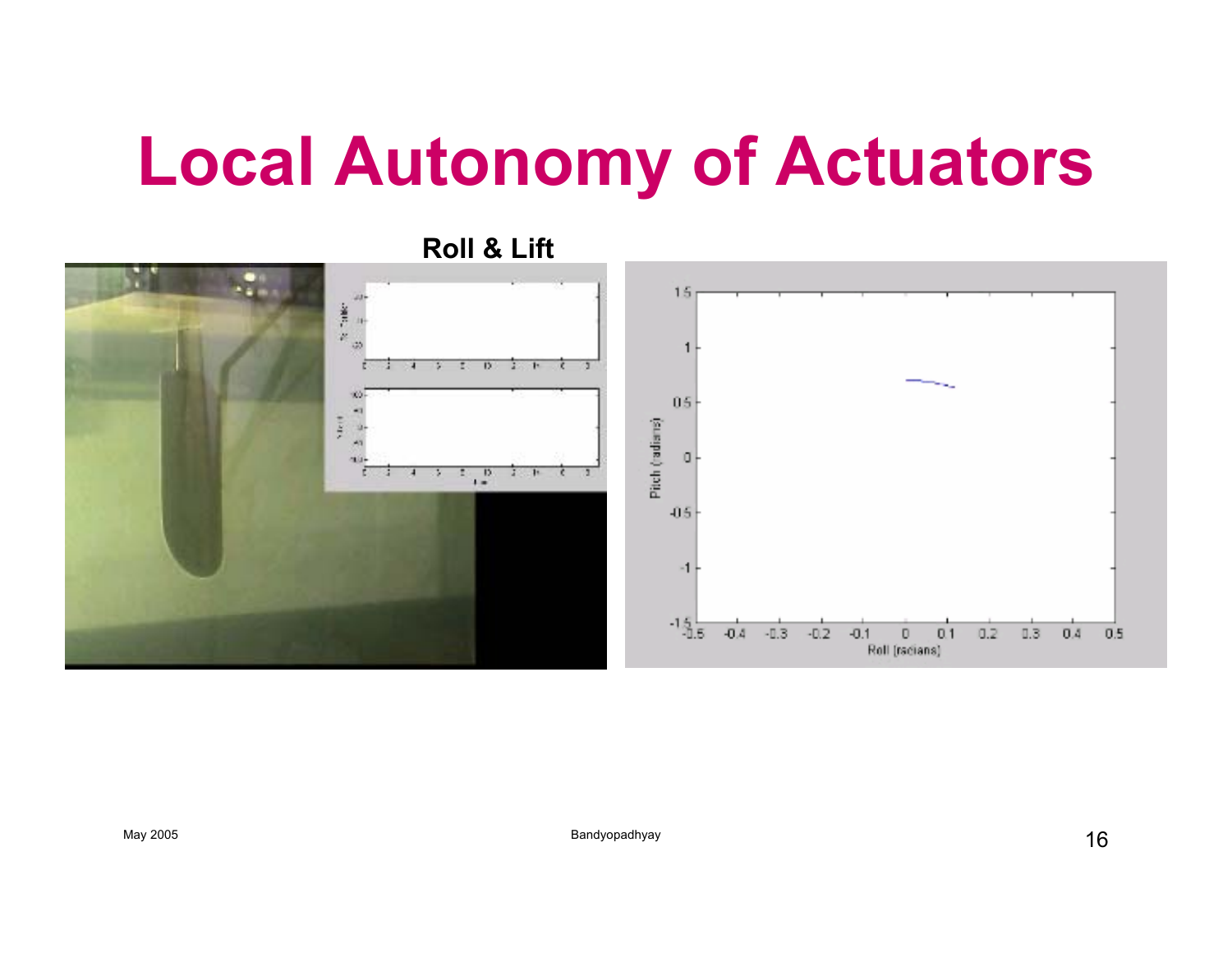# Local Autonomy of Actuators

**Roll & Lift**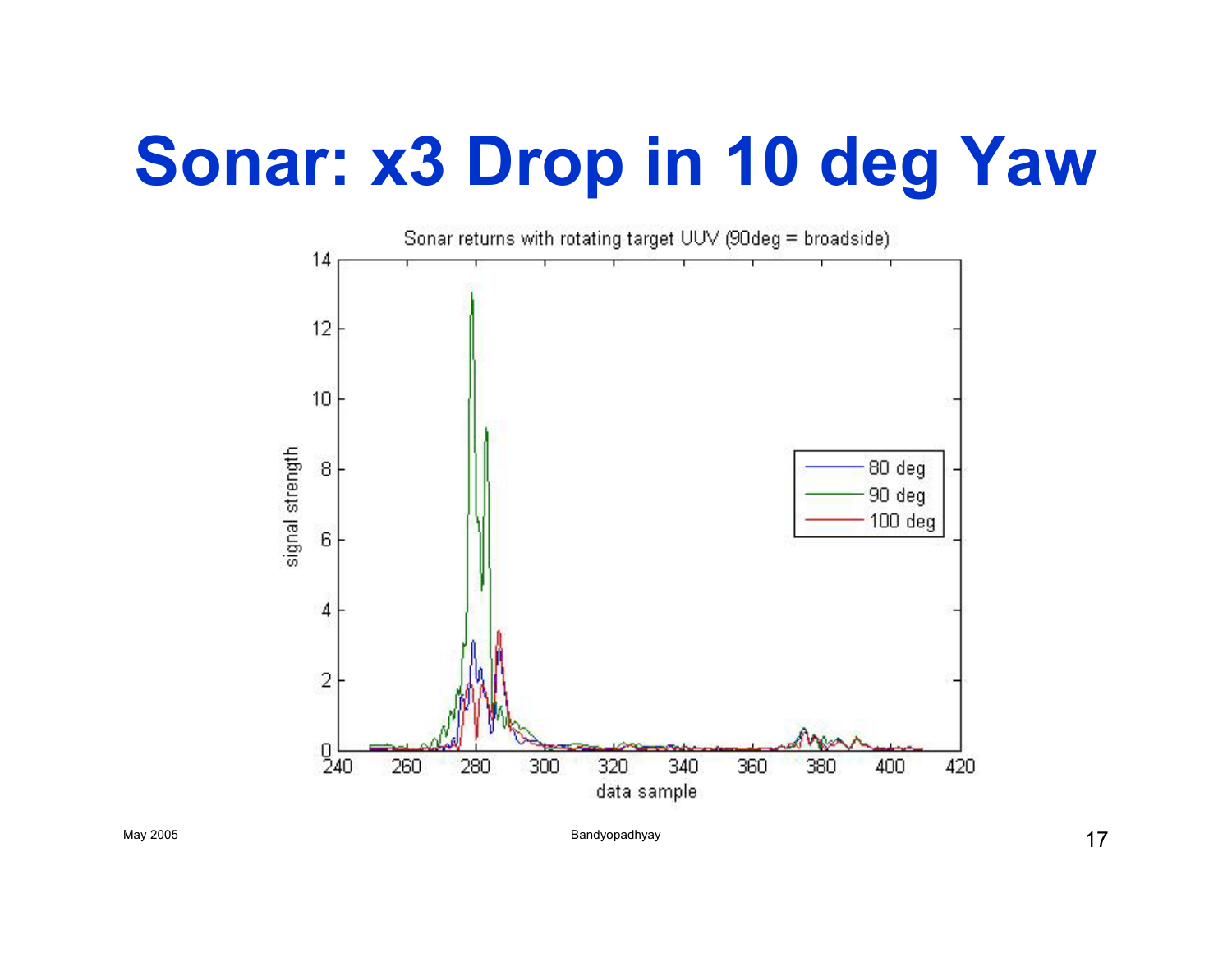# Sonar: x3 Drop in 10 deg Yaw

Sonar returns with rotating target UUV (90deg = broadside)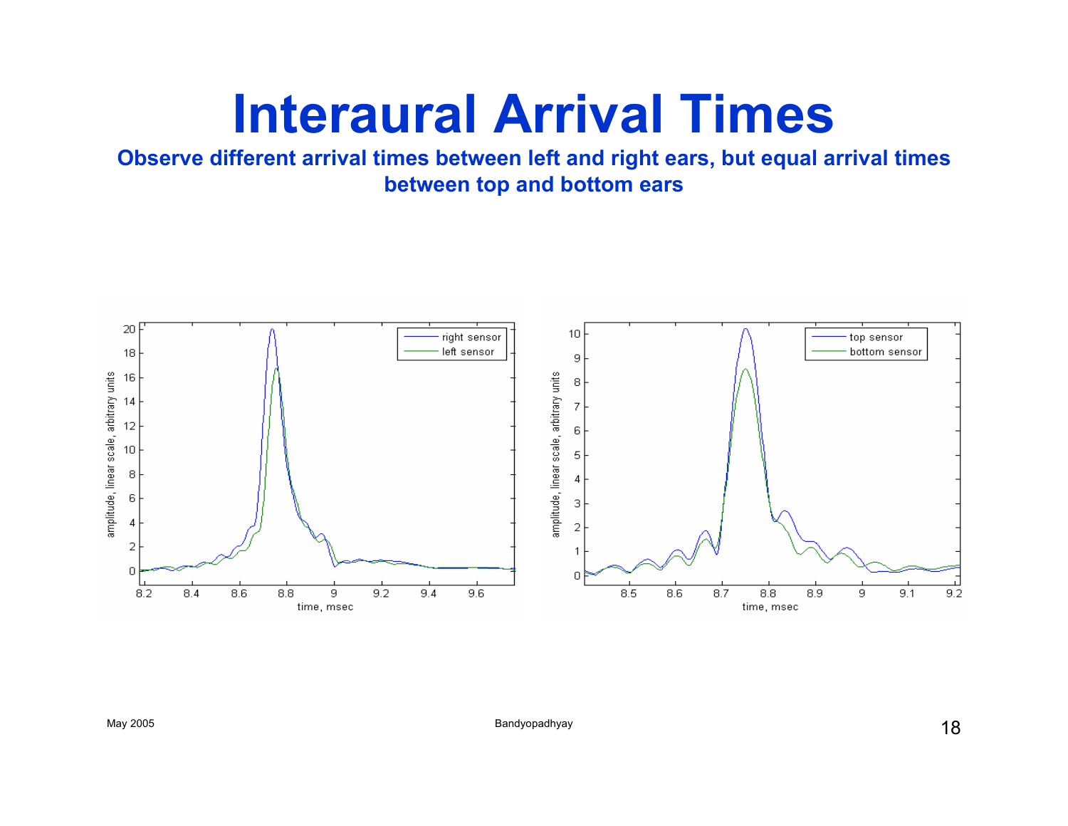# Interaural Arrival Times

**Observe different arrival times between left and right ears, but equal arrival times between top and bottom ears**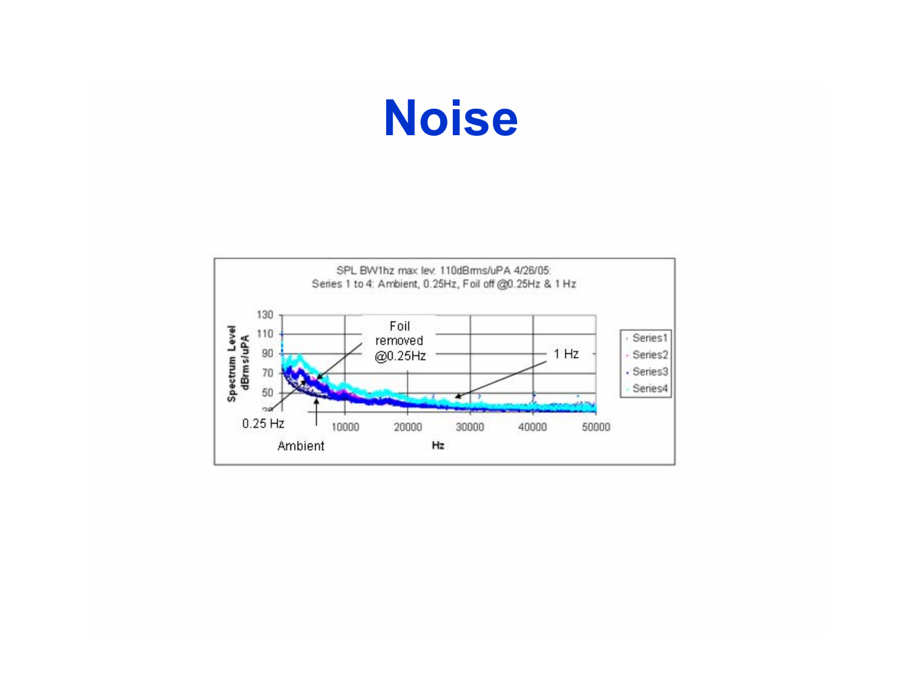# Noise

SPL BW1hz max lev: 110dBrms/uPA 4/26/05
Series 1 to 4: Ambient, 0.25Hz, Foil off @0.25Hz & 1 Hz

Spectrum Level dBrms/uPA

130, 110, 90, 70, 50, 30

0.25 Hz

Ambient

Foil removed @0.25Hz

1 Hz

10000, 20000, 30000, 40000, 50000

Hz

Series1, Series2, Series3, Series4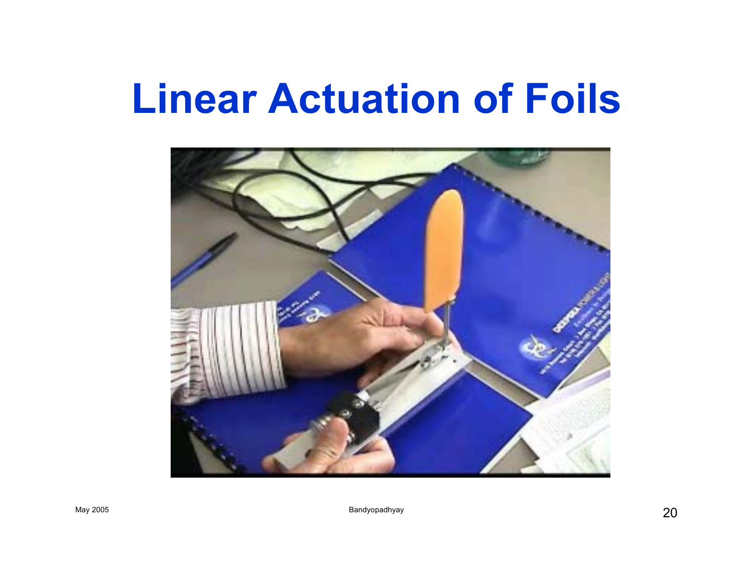# Linear Actuation of Foils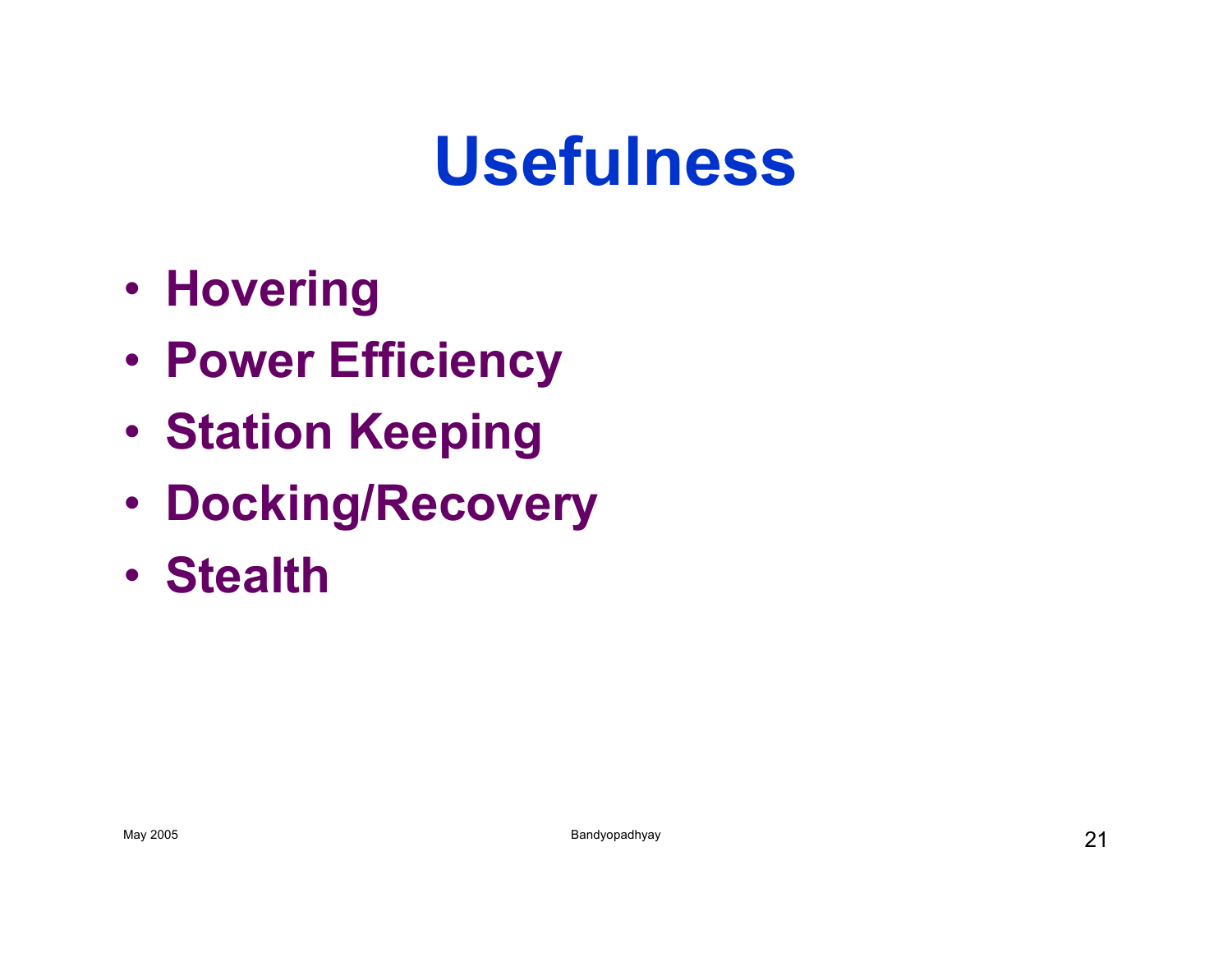# Usefulness

- **Hovering**
- **Power Efficiency**
- **Station Keeping**
- **Docking/Recovery**
- **Stealth**